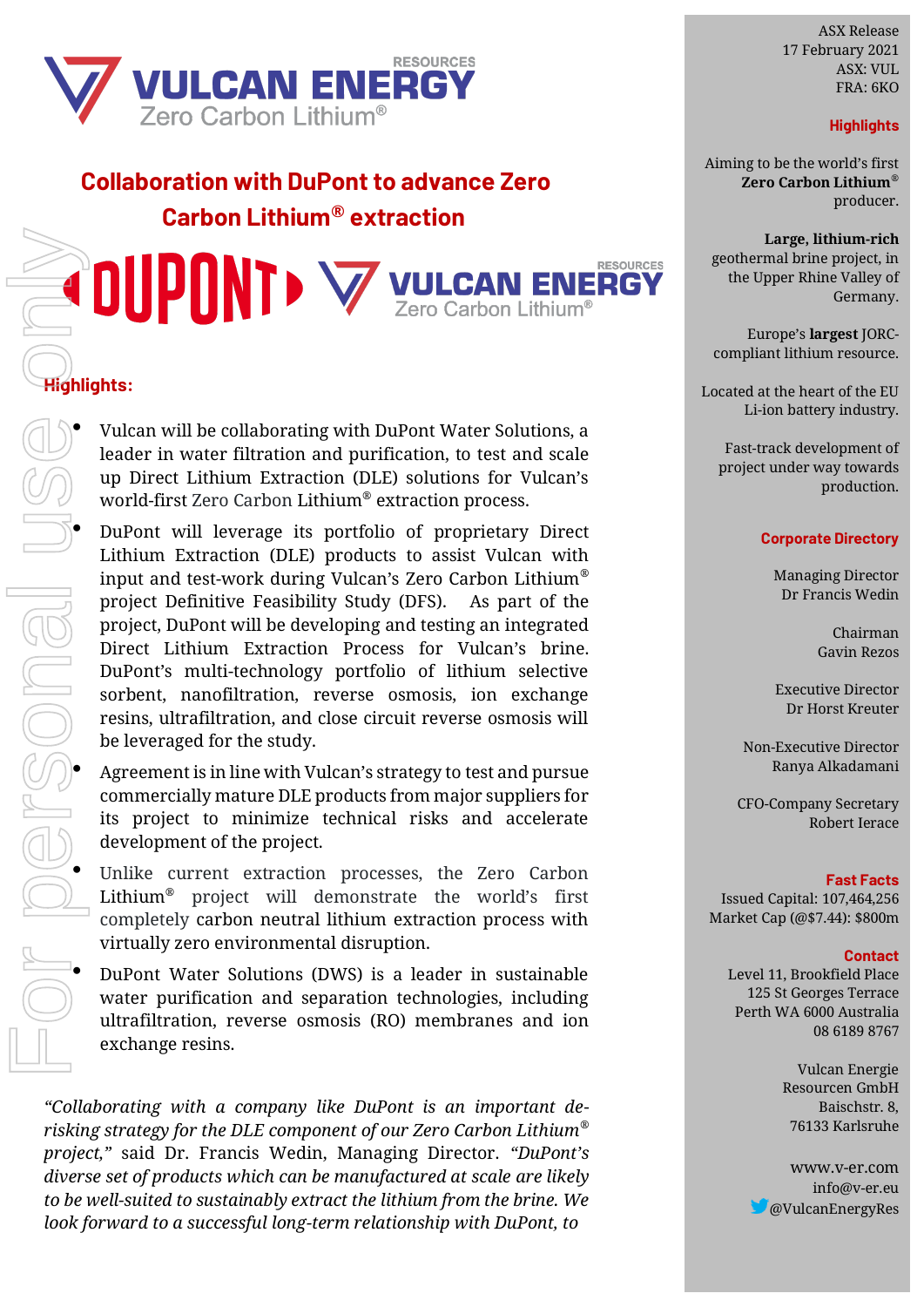# Collaboration with DuPont to advance Zero Carbon Lithium® extraction

## Highlights:

- Vulcan will be collaborating with DuPont Water Solutions, a leader in water filtration and purification, to test and scale up Direct Lithium Extraction (DLE) solutions for Vulcan's world-first Zero Carbon Lithium® extraction process.
- DuPont will leverage its portfolio of proprietary Direct Lithium Extraction (DLE) products to assist Vulcan with input and test-work during Vulcan's Zero Carbon Lithium® project Definitive Feasibility Study (DFS). As part of the project, DuPont will be developing and testing an integrated Direct Lithium Extraction Process for Vulcan's brine. DuPont's multi-technology portfolio of lithium selective sorbent, nanofiltration, reverse osmosis, ion exchange resins, ultrafiltration, and close circuit reverse osmosis will be leveraged for the study.
- Agreement is in line with Vulcan's strategy to test and pursue commercially mature DLE products from major suppliers for its project to minimize technical risks and accelerate development of the project.
- Unlike current extraction processes, the Zero Carbon Lithium® project will demonstrate the world's first completely carbon neutral lithium extraction process with virtually zero environmental disruption.
- DuPont Water Solutions (DWS) is a leader in sustainable water purification and separation technologies, including ultrafiltration, reverse osmosis (RO) membranes and ion exchange resins.

*"Collaborating with a company like DuPont is an important de-risking strategy for the DLE component of our Zero Carbon Lithium® project,"* said Dr. Francis Wedin, Managing Director. *"DuPont's diverse set of products which can be manufactured at scale are likely to be well-suited to sustainably extract the lithium from the brine. We look forward to a successful long-term relationship with DuPont, to*

---

ASX Release
17 February 2021
ASX: VUL
FRA: 6KO

### Highlights

Aiming to be the world's first **Zero Carbon Lithium®** producer.

**Large, lithium-rich** geothermal brine project, in the Upper Rhine Valley of Germany.

Europe's **largest** JORC-compliant lithium resource.

Located at the heart of the EU Li-ion battery industry.

Fast-track development of project under way towards production.

### Corporate Directory

Managing Director
Dr Francis Wedin

Chairman
Gavin Rezos

Executive Director
Dr Horst Kreuter

Non-Executive Director
Ranya Alkadamani

CFO-Company Secretary
Robert Ierace

### Fast Facts

Issued Capital: 107,464,256
Market Cap (@$7.44): $800m

### Contact

Level 11, Brookfield Place
125 St Georges Terrace
Perth WA 6000 Australia
08 6189 8767

Vulcan Energie Resourcen GmbH
Baischstr. 8,
76133 Karlsruhe

www.v-er.com
info@v-er.eu
@VulcanEnergyRes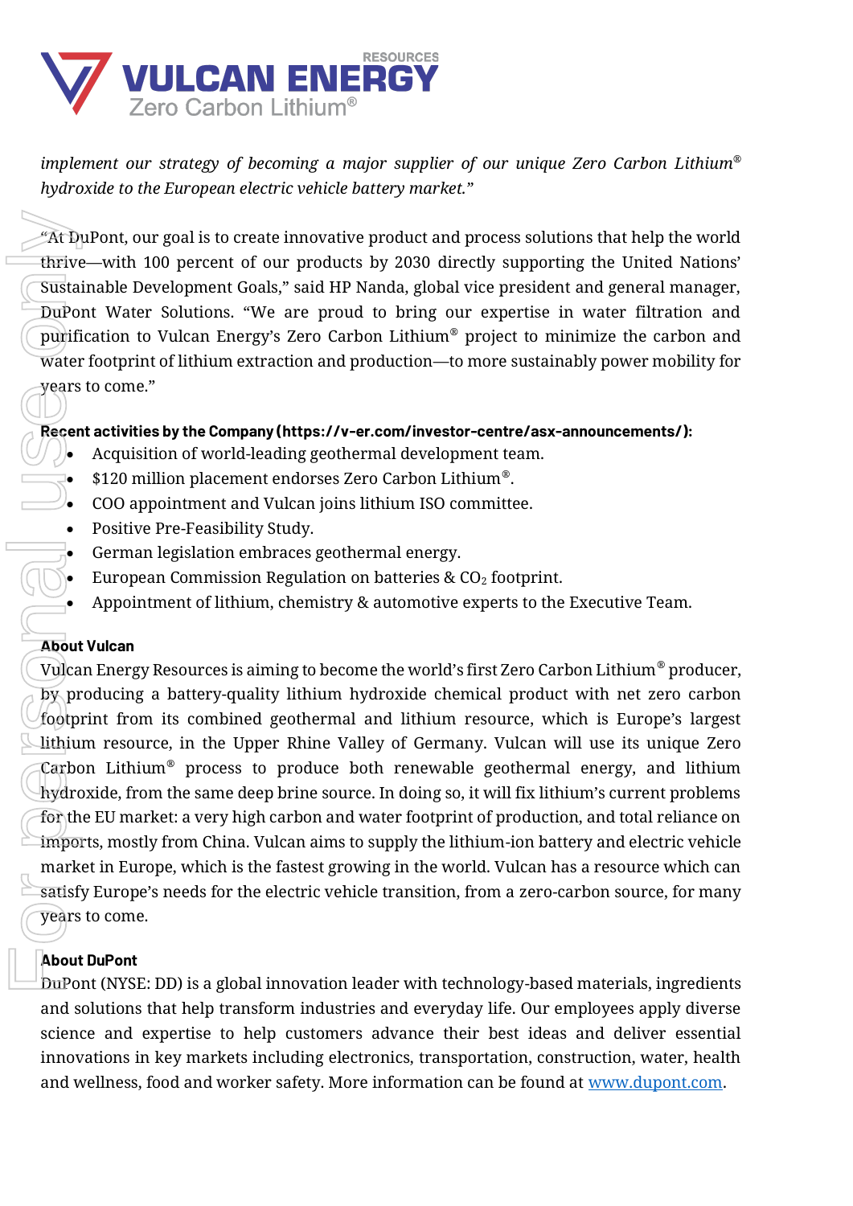*implement our strategy of becoming a major supplier of our unique Zero Carbon Lithium® hydroxide to the European electric vehicle battery market."*

"At DuPont, our goal is to create innovative product and process solutions that help the world thrive—with 100 percent of our products by 2030 directly supporting the United Nations' Sustainable Development Goals," said HP Nanda, global vice president and general manager, DuPont Water Solutions. "We are proud to bring our expertise in water filtration and purification to Vulcan Energy's Zero Carbon Lithium® project to minimize the carbon and water footprint of lithium extraction and production—to more sustainably power mobility for years to come."

**Recent activities by the Company (https://v-er.com/investor-centre/asx-announcements/):**

- Acquisition of world-leading geothermal development team.
- $120 million placement endorses Zero Carbon Lithium®.
- COO appointment and Vulcan joins lithium ISO committee.
- Positive Pre-Feasibility Study.
- German legislation embraces geothermal energy.
- European Commission Regulation on batteries & $CO_2$ footprint.
- Appointment of lithium, chemistry & automotive experts to the Executive Team.

**About Vulcan**

Vulcan Energy Resources is aiming to become the world's first Zero Carbon Lithium® producer, by producing a battery-quality lithium hydroxide chemical product with net zero carbon footprint from its combined geothermal and lithium resource, which is Europe's largest lithium resource, in the Upper Rhine Valley of Germany. Vulcan will use its unique Zero Carbon Lithium® process to produce both renewable geothermal energy, and lithium hydroxide, from the same deep brine source. In doing so, it will fix lithium's current problems for the EU market: a very high carbon and water footprint of production, and total reliance on imports, mostly from China. Vulcan aims to supply the lithium-ion battery and electric vehicle market in Europe, which is the fastest growing in the world. Vulcan has a resource which can satisfy Europe's needs for the electric vehicle transition, from a zero-carbon source, for many years to come.

**About DuPont**

DuPont (NYSE: DD) is a global innovation leader with technology-based materials, ingredients and solutions that help transform industries and everyday life. Our employees apply diverse science and expertise to help customers advance their best ideas and deliver essential innovations in key markets including electronics, transportation, construction, water, health and wellness, food and worker safety. More information can be found at www.dupont.com.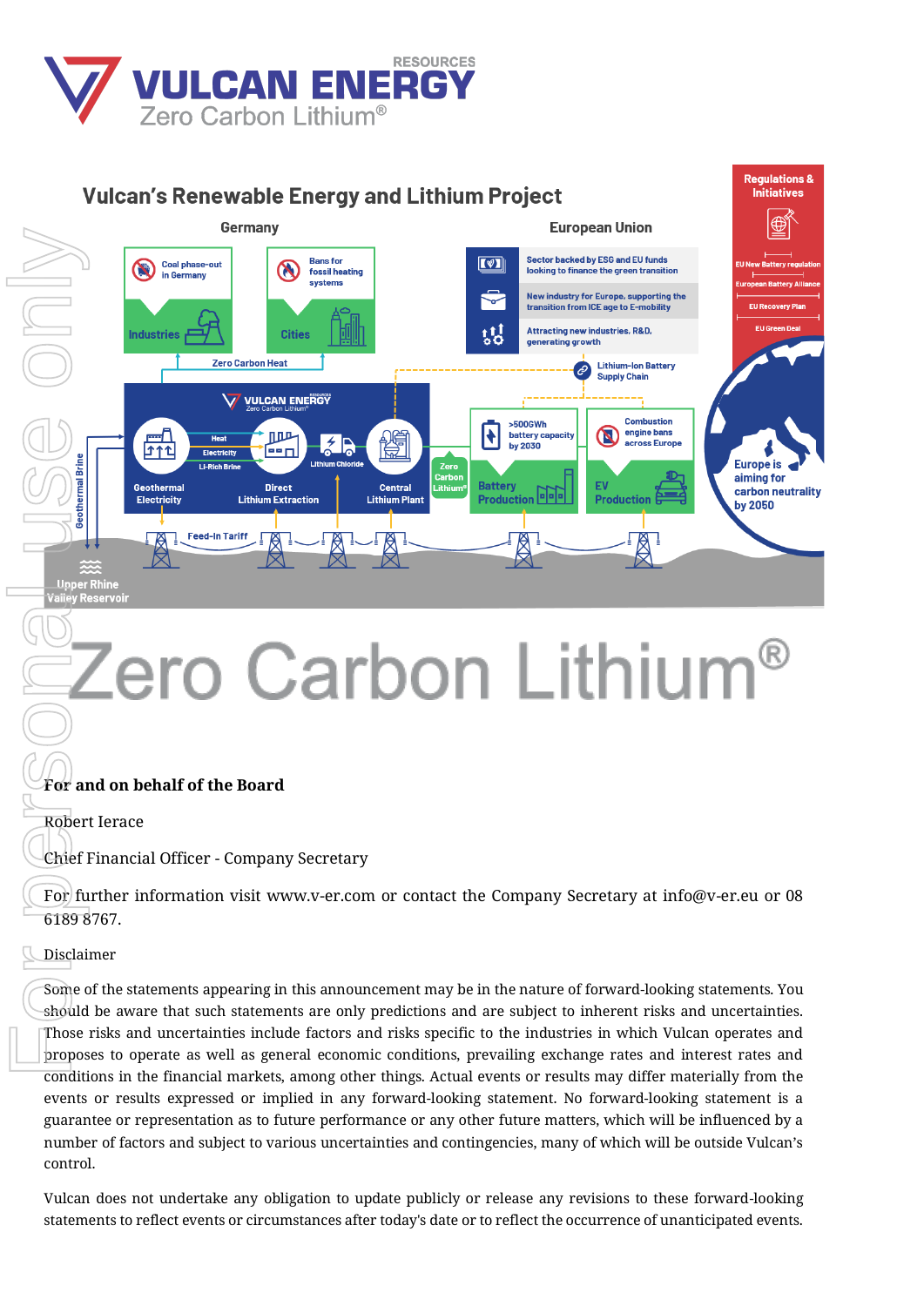## Vulcan's Renewable Energy and Lithium Project

Germany

European Union

Coal phase-out in Germany

Industries

Bans for fossil heating systems

Cities

Sector backed by ESG and EU funds looking to finance the green transition

New industry for Europe, supporting the transition from ICE age to E-mobility

Attracting new industries, R&D, generating growth

Regulations & Initiatives

EU New Battery regulation

European Battery Alliance

EU Recovery Plan

EU Green Deal

Zero Carbon Heat

Lithium-Ion Battery Supply Chain

Geothermal Brine

Heat

Electricity

Li-Rich Brine

Lithium Chloride

Geothermal Electricity

Direct Lithium Extraction

Central Lithium Plant

Zero Carbon Lithium®

>500GWh battery capacity by 2030

Battery Production

Combustion engine bans across Europe

EV Production

Europe is aiming for carbon neutrality by 2050

Feed-In Tariff

Upper Rhine Valley Reservoir

Zero Carbon Lithium®

**For and on behalf of the Board**

Robert Ierace

Chief Financial Officer - Company Secretary

For further information visit www.v-er.com or contact the Company Secretary at info@v-er.eu or 08 6189 8767.

Disclaimer

Some of the statements appearing in this announcement may be in the nature of forward-looking statements. You should be aware that such statements are only predictions and are subject to inherent risks and uncertainties. Those risks and uncertainties include factors and risks specific to the industries in which Vulcan operates and proposes to operate as well as general economic conditions, prevailing exchange rates and interest rates and conditions in the financial markets, among other things. Actual events or results may differ materially from the events or results expressed or implied in any forward-looking statement. No forward-looking statement is a guarantee or representation as to future performance or any other future matters, which will be influenced by a number of factors and subject to various uncertainties and contingencies, many of which will be outside Vulcan's control.

Vulcan does not undertake any obligation to update publicly or release any revisions to these forward-looking statements to reflect events or circumstances after today's date or to reflect the occurrence of unanticipated events.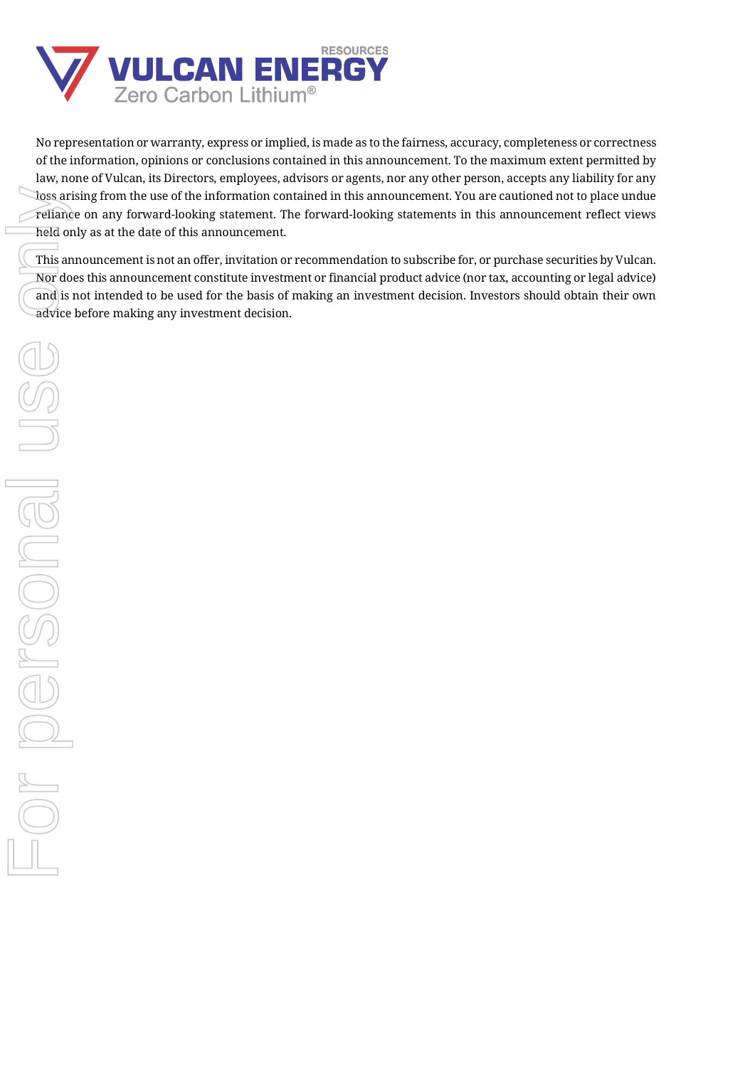No representation or warranty, express or implied, is made as to the fairness, accuracy, completeness or correctness of the information, opinions or conclusions contained in this announcement. To the maximum extent permitted by law, none of Vulcan, its Directors, employees, advisors or agents, nor any other person, accepts any liability for any loss arising from the use of the information contained in this announcement. You are cautioned not to place undue reliance on any forward-looking statement. The forward-looking statements in this announcement reflect views held only as at the date of this announcement.

This announcement is not an offer, invitation or recommendation to subscribe for, or purchase securities by Vulcan. Nor does this announcement constitute investment or financial product advice (nor tax, accounting or legal advice) and is not intended to be used for the basis of making an investment decision. Investors should obtain their own advice before making any investment decision.